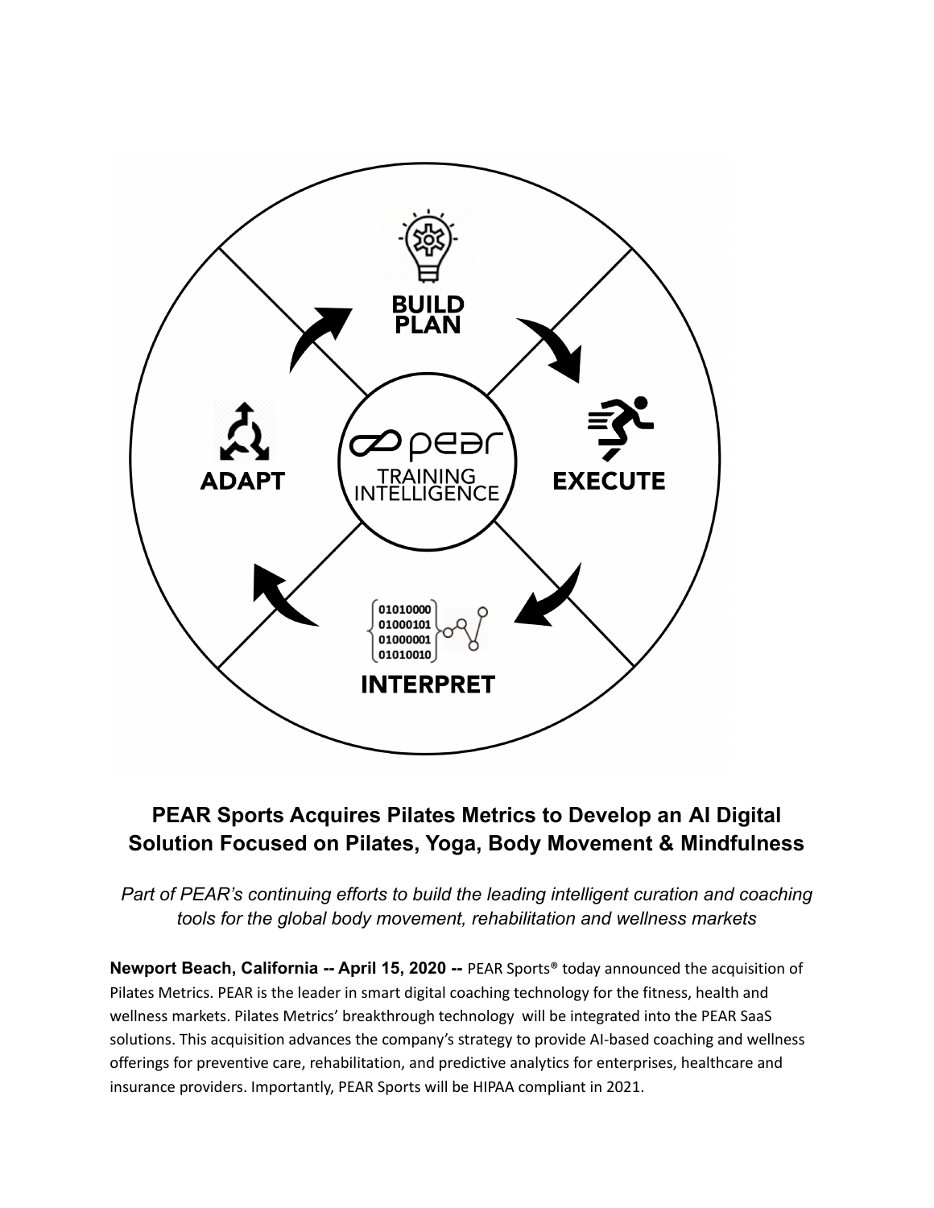BUILD PLAN

EXECUTE

INTERPRET

ADAPT

PEAR TRAINING INTELLIGENCE

## PEAR Sports Acquires Pilates Metrics to Develop an AI Digital Solution Focused on Pilates, Yoga, Body Movement & Mindfulness

*Part of PEAR's continuing efforts to build the leading intelligent curation and coaching tools for the global body movement, rehabilitation and wellness markets*

**Newport Beach, California -- April 15, 2020 --** PEAR Sports® today announced the acquisition of Pilates Metrics. PEAR is the leader in smart digital coaching technology for the fitness, health and wellness markets. Pilates Metrics' breakthrough technology will be integrated into the PEAR SaaS solutions. This acquisition advances the company's strategy to provide AI-based coaching and wellness offerings for preventive care, rehabilitation, and predictive analytics for enterprises, healthcare and insurance providers. Importantly, PEAR Sports will be HIPAA compliant in 2021.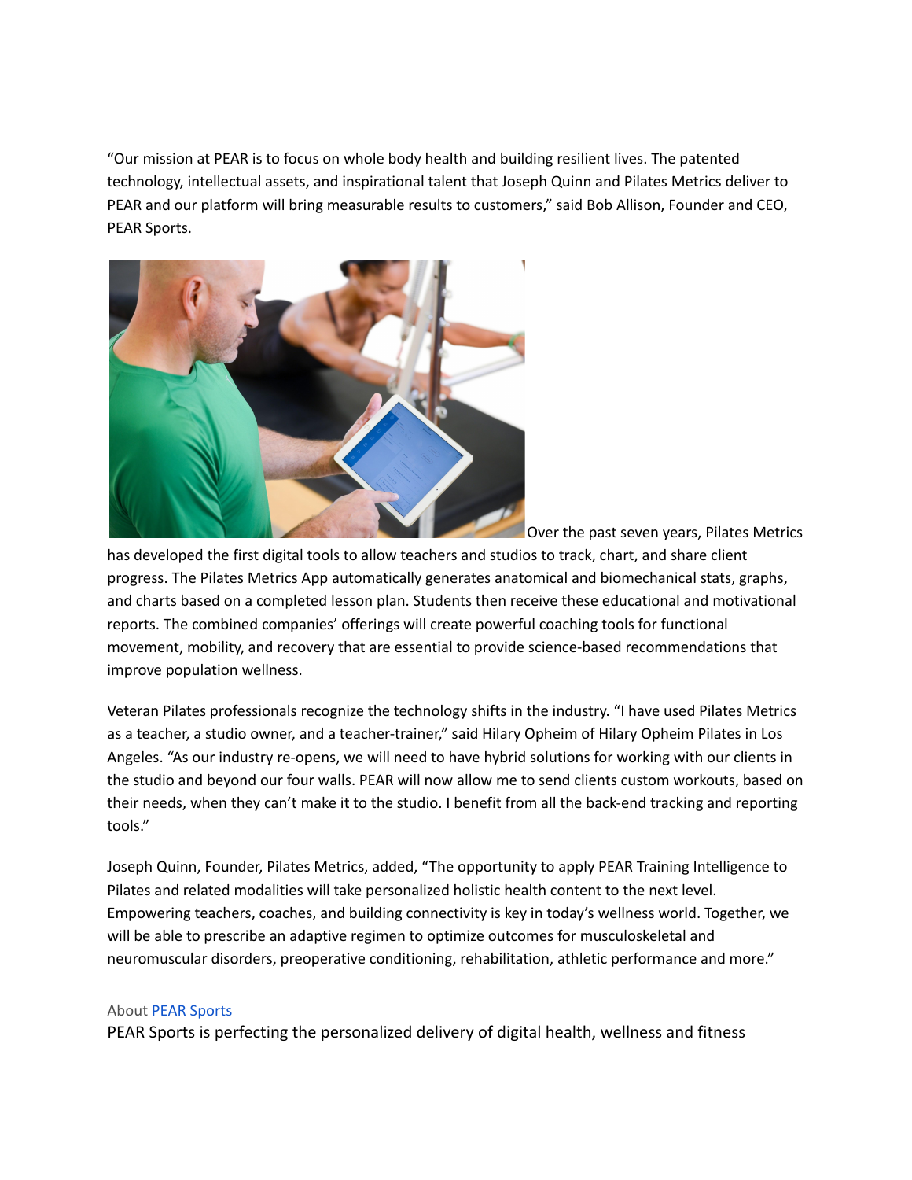“Our mission at PEAR is to focus on whole body health and building resilient lives. The patented technology, intellectual assets, and inspirational talent that Joseph Quinn and Pilates Metrics deliver to PEAR and our platform will bring measurable results to customers,” said Bob Allison, Founder and CEO, PEAR Sports.

Over the past seven years, Pilates Metrics has developed the first digital tools to allow teachers and studios to track, chart, and share client progress. The Pilates Metrics App automatically generates anatomical and biomechanical stats, graphs, and charts based on a completed lesson plan. Students then receive these educational and motivational reports. The combined companies’ offerings will create powerful coaching tools for functional movement, mobility, and recovery that are essential to provide science-based recommendations that improve population wellness.

Veteran Pilates professionals recognize the technology shifts in the industry. “I have used Pilates Metrics as a teacher, a studio owner, and a teacher-trainer,” said Hilary Opheim of Hilary Opheim Pilates in Los Angeles. “As our industry re-opens, we will need to have hybrid solutions for working with our clients in the studio and beyond our four walls. PEAR will now allow me to send clients custom workouts, based on their needs, when they can’t make it to the studio. I benefit from all the back-end tracking and reporting tools.”

Joseph Quinn, Founder, Pilates Metrics, added, “The opportunity to apply PEAR Training Intelligence to Pilates and related modalities will take personalized holistic health content to the next level. Empowering teachers, coaches, and building connectivity is key in today’s wellness world. Together, we will be able to prescribe an adaptive regimen to optimize outcomes for musculoskeletal and neuromuscular disorders, preoperative conditioning, rehabilitation, athletic performance and more.”

About PEAR Sports

PEAR Sports is perfecting the personalized delivery of digital health, wellness and fitness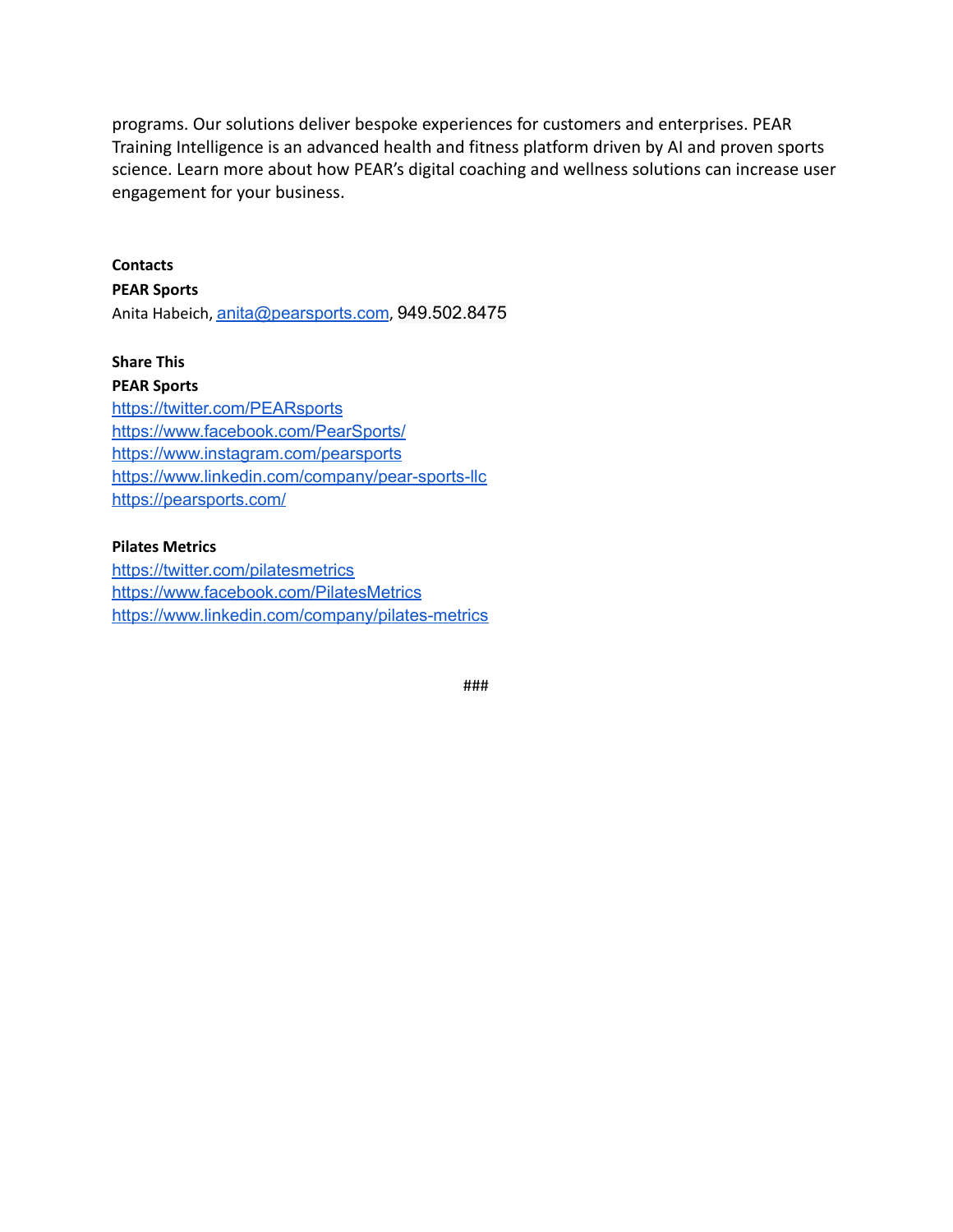programs. Our solutions deliver bespoke experiences for customers and enterprises. PEAR Training Intelligence is an advanced health and fitness platform driven by AI and proven sports science. Learn more about how PEAR's digital coaching and wellness solutions can increase user engagement for your business.

**Contacts**

**PEAR Sports**

Anita Habeich, anita@pearsports.com, 949.502.8475

**Share This**

**PEAR Sports**

https://twitter.com/PEARsports
https://www.facebook.com/PearSports/
https://www.instagram.com/pearsports
https://www.linkedin.com/company/pear-sports-llc
https://pearsports.com/

**Pilates Metrics**

https://twitter.com/pilatesmetrics
https://www.facebook.com/PilatesMetrics
https://www.linkedin.com/company/pilates-metrics

###